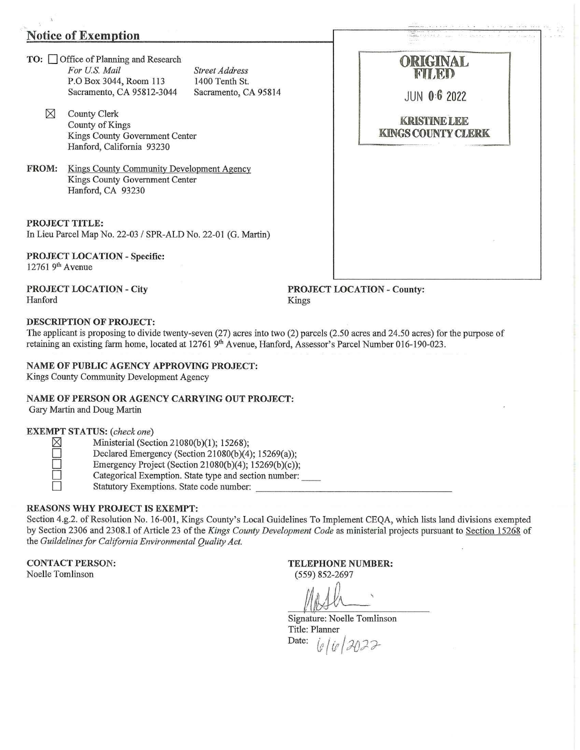## Notice of Exemption

**TO:** ☐ Office of Planning and Research

*For U.S. Mail*
P.O Box 3044, Room 113
Sacramento, CA 95812-3044

*Street Address*
1400 Tenth St.
Sacramento, CA 95814

☒ County Clerk
County of Kings
Kings County Government Center
Hanford, California 93230

**FROM:** Kings County Community Development Agency
Kings County Government Center
Hanford, CA 93230

**ORIGINAL FILED**
JUN 06 2022
**KRISTINE LEE**
**KINGS COUNTY CLERK**

**PROJECT TITLE:**
In Lieu Parcel Map No. 22-03 / SPR-ALD No. 22-01 (G. Martin)

**PROJECT LOCATION - Specific:**
12761 9th Avenue

**PROJECT LOCATION - City**
Hanford

**PROJECT LOCATION - County:**
Kings

**DESCRIPTION OF PROJECT:**
The applicant is proposing to divide twenty-seven (27) acres into two (2) parcels (2.50 acres and 24.50 acres) for the purpose of retaining an existing farm home, located at 12761 9th Avenue, Hanford, Assessor's Parcel Number 016-190-023.

**NAME OF PUBLIC AGENCY APPROVING PROJECT:**
Kings County Community Development Agency

**NAME OF PERSON OR AGENCY CARRYING OUT PROJECT:**
Gary Martin and Doug Martin

**EXEMPT STATUS:** *(check one)*

- ☒ Ministerial (Section 21080(b)(1); 15268);
- ☐ Declared Emergency (Section 21080(b)(4); 15269(a));
- ☐ Emergency Project (Section 21080(b)(4); 15269(b)(c));
- ☐ Categorical Exemption. State type and section number: ____
- ☐ Statutory Exemptions. State code number: ____

**REASONS WHY PROJECT IS EXEMPT:**
Section 4.g.2. of Resolution No. 16-001, Kings County's Local Guidelines To Implement CEQA, which lists land divisions exempted by Section 2306 and 2308.I of Article 23 of the *Kings County Development Code* as ministerial projects pursuant to Section 15268 of the *Guildelines for California Environmental Quality Act.*

**CONTACT PERSON:**
Noelle Tomlinson

**TELEPHONE NUMBER:**
(559) 852-2697

Signature: Noelle Tomlinson
Title: Planner
Date: 6/6/2022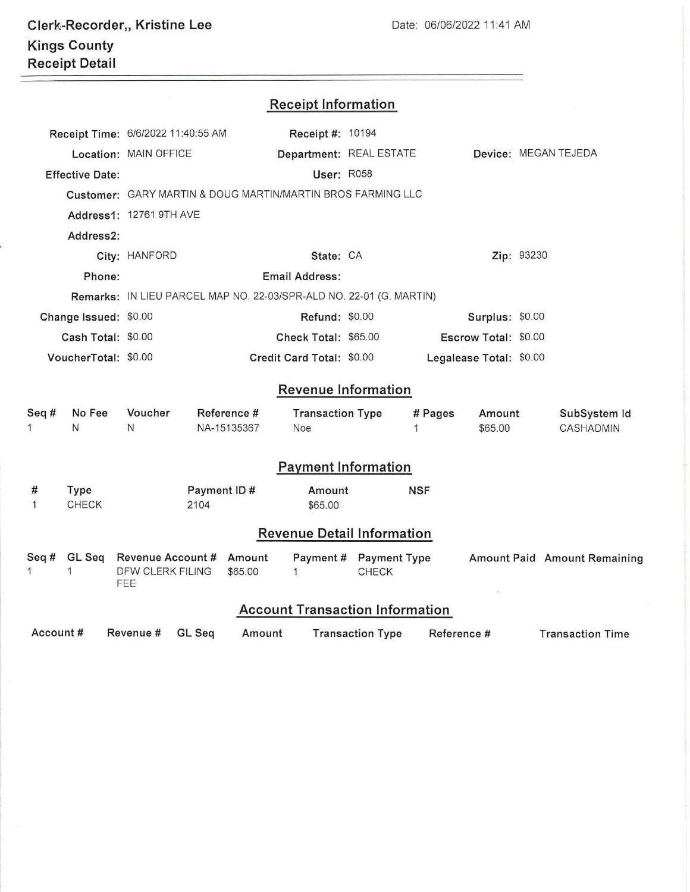**Clerk-Recorder,, Kristine Lee**
**Kings County**
**Receipt Detail**

Date: 06/06/2022 11:41 AM

## Receipt Information

| | | | | | |
|---|---|---|---|---|---|
| **Receipt Time:** | 6/6/2022 11:40:55 AM | **Receipt #:** | 10194 | | |
| **Location:** | MAIN OFFICE | **Department:** | REAL ESTATE | **Device:** | MEGAN TEJEDA |
| **Effective Date:** | | **User:** | R058 | | |
| **Customer:** | GARY MARTIN & DOUG MARTIN/MARTIN BROS FARMING LLC | | | | |
| **Address1:** | 12761 9TH AVE | | | | |
| **Address2:** | | | | | |
| **City:** | HANFORD | **State:** | CA | **Zip:** | 93230 |
| **Phone:** | | **Email Address:** | | | |
| **Remarks:** | IN LIEU PARCEL MAP NO. 22-03/SPR-ALD NO. 22-01 (G. MARTIN) | | | | |
| **Change Issued:** | $0.00 | **Refund:** | $0.00 | **Surplus:** | $0.00 |
| **Cash Total:** | $0.00 | **Check Total:** | $65.00 | **Escrow Total:** | $0.00 |
| **VoucherTotal:** | $0.00 | **Credit Card Total:** | $0.00 | **Legalease Total:** | $0.00 |

## Revenue Information

| Seq # | No Fee | Voucher | Reference # | Transaction Type | # Pages | Amount | SubSystem Id |
|---|---|---|---|---|---|---|---|
| 1 | N | N | NA-15135367 | Noe | 1 | $65.00 | CASHADMIN |

## Payment Information

| # | Type | Payment ID # | Amount | NSF |
|---|---|---|---|---|
| 1 | CHECK | 2104 | $65.00 | |

## Revenue Detail Information

| Seq # | GL Seq | Revenue Account # | Amount | Payment # | Payment Type | Amount Paid | Amount Remaining |
|---|---|---|---|---|---|---|---|
| 1 | 1 | DFW CLERK FILING FEE | $65.00 | 1 | CHECK | | |

## Account Transaction Information

| Account # | Revenue # | GL Seq | Amount | Transaction Type | Reference # | Transaction Time |
|---|---|---|---|---|---|---|